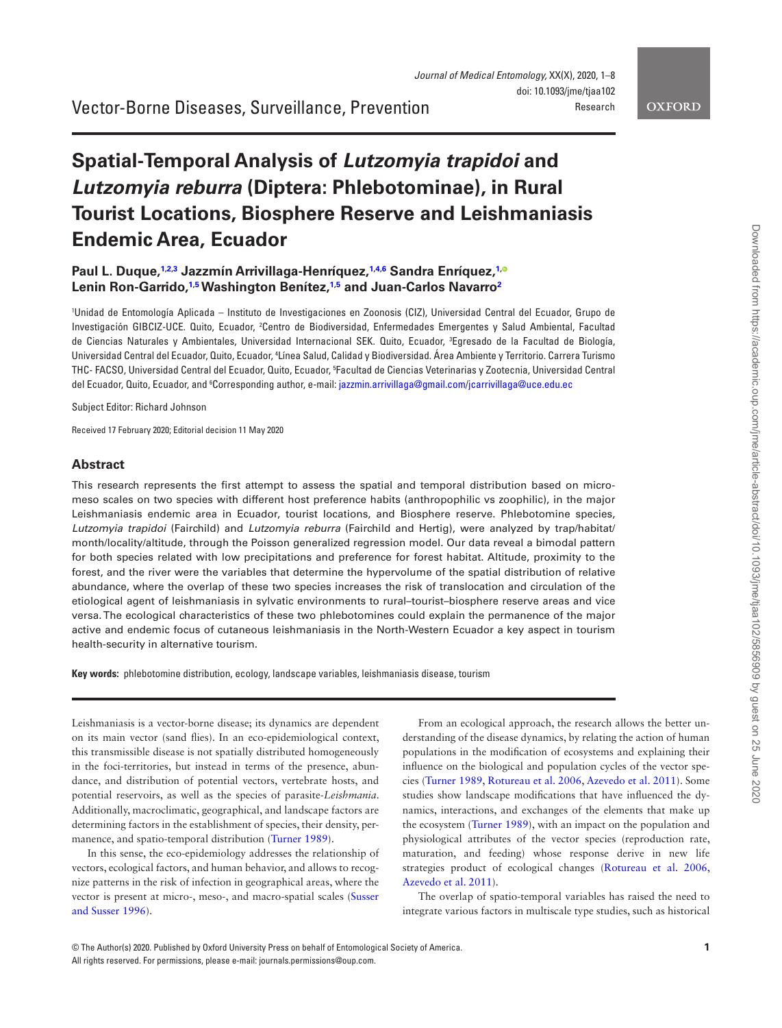Vector-Borne Diseases, Surveillance, Prevention

# Spatial-Temporal Analysis of *Lutzomyia trapidoi* and *Lutzomyia reburra* (Diptera: Phlebotominae), in Rural Tourist Locations, Biosphere Reserve and Leishmaniasis Endemic Area, Ecuador

**Paul L. Duque,[1,2,3] Jazzmín Arrivillaga-Henríquez,[1,4,6] Sandra Enríquez,[1] Lenin Ron-Garrido,[1,5] Washington Benítez,[1,5] and Juan-Carlos Navarro[2]**

[1]Unidad de Entomología Aplicada – Instituto de Investigaciones en Zoonosis (CIZ), Universidad Central del Ecuador, Grupo de Investigación GIBCIZ-UCE. Quito, Ecuador, [2]Centro de Biodiversidad, Enfermedades Emergentes y Salud Ambiental, Facultad de Ciencias Naturales y Ambientales, Universidad Internacional SEK. Quito, Ecuador, [3]Egresado de la Facultad de Biología, Universidad Central del Ecuador, Quito, Ecuador, [4]Línea Salud, Calidad y Biodiversidad. Área Ambiente y Territorio. Carrera Turismo THC- FACSO, Universidad Central del Ecuador, Quito, Ecuador, [5]Facultad de Ciencias Veterinarias y Zootecnia, Universidad Central del Ecuador, Quito, Ecuador, and [6]Corresponding author, e-mail: jazzmin.arrivillaga@gmail.com/jcarrivillaga@uce.edu.ec

Subject Editor: Richard Johnson

Received 17 February 2020; Editorial decision 11 May 2020

## Abstract

This research represents the first attempt to assess the spatial and temporal distribution based on micro-meso scales on two species with different host preference habits (anthropophilic vs zoophilic), in the major Leishmaniasis endemic area in Ecuador, tourist locations, and Biosphere reserve. Phlebotomine species, *Lutzomyia trapidoi* (Fairchild) and *Lutzomyia reburra* (Fairchild and Hertig), were analyzed by trap/habitat/month/locality/altitude, through the Poisson generalized regression model. Our data reveal a bimodal pattern for both species related with low precipitations and preference for forest habitat. Altitude, proximity to the forest, and the river were the variables that determine the hypervolume of the spatial distribution of relative abundance, where the overlap of these two species increases the risk of translocation and circulation of the etiological agent of leishmaniasis in sylvatic environments to rural–tourist–biosphere reserve areas and vice versa. The ecological characteristics of these two phlebotomines could explain the permanence of the major active and endemic focus of cutaneous leishmaniasis in the North-Western Ecuador a key aspect in tourism health-security in alternative tourism.

**Key words:** phlebotomine distribution, ecology, landscape variables, leishmaniasis disease, tourism

Leishmaniasis is a vector-borne disease; its dynamics are dependent on its main vector (sand flies). In an eco-epidemiological context, this transmissible disease is not spatially distributed homogeneously in the foci-territories, but instead in terms of the presence, abundance, and distribution of potential vectors, vertebrate hosts, and potential reservoirs, as well as the species of parasite-*Leishmania*. Additionally, macroclimatic, geographical, and landscape factors are determining factors in the establishment of species, their density, permanence, and spatio-temporal distribution (Turner 1989).

In this sense, the eco-epidemiology addresses the relationship of vectors, ecological factors, and human behavior, and allows to recognize patterns in the risk of infection in geographical areas, where the vector is present at micro-, meso-, and macro-spatial scales (Susser and Susser 1996).

From an ecological approach, the research allows the better understanding of the disease dynamics, by relating the action of human populations in the modification of ecosystems and explaining their influence on the biological and population cycles of the vector species (Turner 1989, Rotureau et al. 2006, Azevedo et al. 2011). Some studies show landscape modifications that have influenced the dynamics, interactions, and exchanges of the elements that make up the ecosystem (Turner 1989), with an impact on the population and physiological attributes of the vector species (reproduction rate, maturation, and feeding) whose response derive in new life strategies product of ecological changes (Rotureau et al. 2006, Azevedo et al. 2011).

The overlap of spatio-temporal variables has raised the need to integrate various factors in multiscale type studies, such as historical

© The Author(s) 2020. Published by Oxford University Press on behalf of Entomological Society of America.
All rights reserved. For permissions, please e-mail: journals.permissions@oup.com.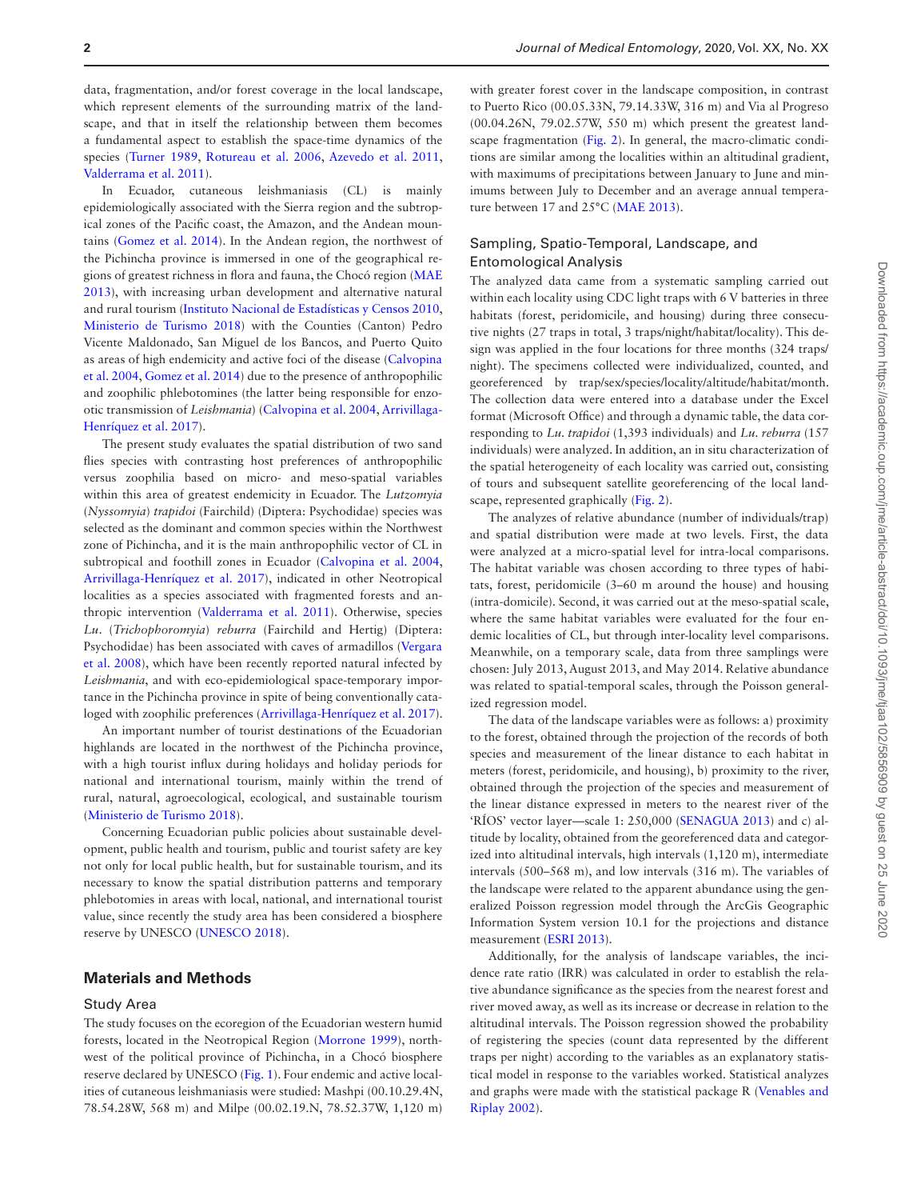data, fragmentation, and/or forest coverage in the local landscape, which represent elements of the surrounding matrix of the landscape, and that in itself the relationship between them becomes a fundamental aspect to establish the space-time dynamics of the species (Turner 1989, Rotureau et al. 2006, Azevedo et al. 2011, Valderrama et al. 2011).

In Ecuador, cutaneous leishmaniasis (CL) is mainly epidemiologically associated with the Sierra region and the subtropical zones of the Pacific coast, the Amazon, and the Andean mountains (Gomez et al. 2014). In the Andean region, the northwest of the Pichincha province is immersed in one of the geographical regions of greatest richness in flora and fauna, the Chocó region (MAE 2013), with increasing urban development and alternative natural and rural tourism (Instituto Nacional de Estadísticas y Censos 2010, Ministerio de Turismo 2018) with the Counties (Canton) Pedro Vicente Maldonado, San Miguel de los Bancos, and Puerto Quito as areas of high endemicity and active foci of the disease (Calvopina et al. 2004, Gomez et al. 2014) due to the presence of anthropophilic and zoophilic phlebotomines (the latter being responsible for enzootic transmission of *Leishmania*) (Calvopina et al. 2004, Arrivillaga-Henríquez et al. 2017).

The present study evaluates the spatial distribution of two sand flies species with contrasting host preferences of anthropophilic versus zoophilia based on micro- and meso-spatial variables within this area of greatest endemicity in Ecuador. The *Lutzomyia* (*Nyssomyia*) *trapidoi* (Fairchild) (Diptera: Psychodidae) species was selected as the dominant and common species within the Northwest zone of Pichincha, and it is the main anthropophilic vector of CL in subtropical and foothill zones in Ecuador (Calvopina et al. 2004, Arrivillaga-Henríquez et al. 2017), indicated in other Neotropical localities as a species associated with fragmented forests and anthropic intervention (Valderrama et al. 2011). Otherwise, species *Lu*. (*Trichophoromyia*) *reburra* (Fairchild and Hertig) (Diptera: Psychodidae) has been associated with caves of armadillos (Vergara et al. 2008), which have been recently reported natural infected by *Leishmania*, and with eco-epidemiological space-temporary importance in the Pichincha province in spite of being conventionally cataloged with zoophilic preferences (Arrivillaga-Henríquez et al. 2017).

An important number of tourist destinations of the Ecuadorian highlands are located in the northwest of the Pichincha province, with a high tourist influx during holidays and holiday periods for national and international tourism, mainly within the trend of rural, natural, agroecological, ecological, and sustainable tourism (Ministerio de Turismo 2018).

Concerning Ecuadorian public policies about sustainable development, public health and tourism, public and tourist safety are key not only for local public health, but for sustainable tourism, and its necessary to know the spatial distribution patterns and temporary phlebotomies in areas with local, national, and international tourist value, since recently the study area has been considered a biosphere reserve by UNESCO (UNESCO 2018).

## Materials and Methods

### Study Area

The study focuses on the ecoregion of the Ecuadorian western humid forests, located in the Neotropical Region (Morrone 1999), northwest of the political province of Pichincha, in a Chocó biosphere reserve declared by UNESCO (Fig. 1). Four endemic and active localities of cutaneous leishmaniasis were studied: Mashpi (00.10.29.4N, 78.54.28W, 568 m) and Milpe (00.02.19.N, 78.52.37W, 1,120 m) with greater forest cover in the landscape composition, in contrast to Puerto Rico (00.05.33N, 79.14.33W, 316 m) and Via al Progreso (00.04.26N, 79.02.57W, 550 m) which present the greatest landscape fragmentation (Fig. 2). In general, the macro-climatic conditions are similar among the localities within an altitudinal gradient, with maximums of precipitations between January to June and minimums between July to December and an average annual temperature between 17 and 25°C (MAE 2013).

### Sampling, Spatio-Temporal, Landscape, and Entomological Analysis

The analyzed data came from a systematic sampling carried out within each locality using CDC light traps with 6 V batteries in three habitats (forest, peridomicile, and housing) during three consecutive nights (27 traps in total, 3 traps/night/habitat/locality). This design was applied in the four locations for three months (324 traps/night). The specimens collected were individualized, counted, and georeferenced by trap/sex/species/locality/altitude/habitat/month. The collection data were entered into a database under the Excel format (Microsoft Office) and through a dynamic table, the data corresponding to *Lu. trapidoi* (1,393 individuals) and *Lu. reburra* (157 individuals) were analyzed. In addition, an in situ characterization of the spatial heterogeneity of each locality was carried out, consisting of tours and subsequent satellite georeferencing of the local landscape, represented graphically (Fig. 2).

The analyzes of relative abundance (number of individuals/trap) and spatial distribution were made at two levels. First, the data were analyzed at a micro-spatial level for intra-local comparisons. The habitat variable was chosen according to three types of habitats, forest, peridomicile (3–60 m around the house) and housing (intra-domicile). Second, it was carried out at the meso-spatial scale, where the same habitat variables were evaluated for the four endemic localities of CL, but through inter-locality level comparisons. Meanwhile, on a temporary scale, data from three samplings were chosen: July 2013, August 2013, and May 2014. Relative abundance was related to spatial-temporal scales, through the Poisson generalized regression model.

The data of the landscape variables were as follows: a) proximity to the forest, obtained through the projection of the records of both species and measurement of the linear distance to each habitat in meters (forest, peridomicile, and housing), b) proximity to the river, obtained through the projection of the species and measurement of the linear distance expressed in meters to the nearest river of the 'RÍOS' vector layer—scale 1: 250,000 (SENAGUA 2013) and c) altitude by locality, obtained from the georeferenced data and categorized into altitudinal intervals, high intervals (1,120 m), intermediate intervals (500–568 m), and low intervals (316 m). The variables of the landscape were related to the apparent abundance using the generalized Poisson regression model through the ArcGis Geographic Information System version 10.1 for the projections and distance measurement (ESRI 2013).

Additionally, for the analysis of landscape variables, the incidence rate ratio (IRR) was calculated in order to establish the relative abundance significance as the species from the nearest forest and river moved away, as well as its increase or decrease in relation to the altitudinal intervals. The Poisson regression showed the probability of registering the species (count data represented by the different traps per night) according to the variables as an explanatory statistical model in response to the variables worked. Statistical analyzes and graphs were made with the statistical package R (Venables and Riplay 2002).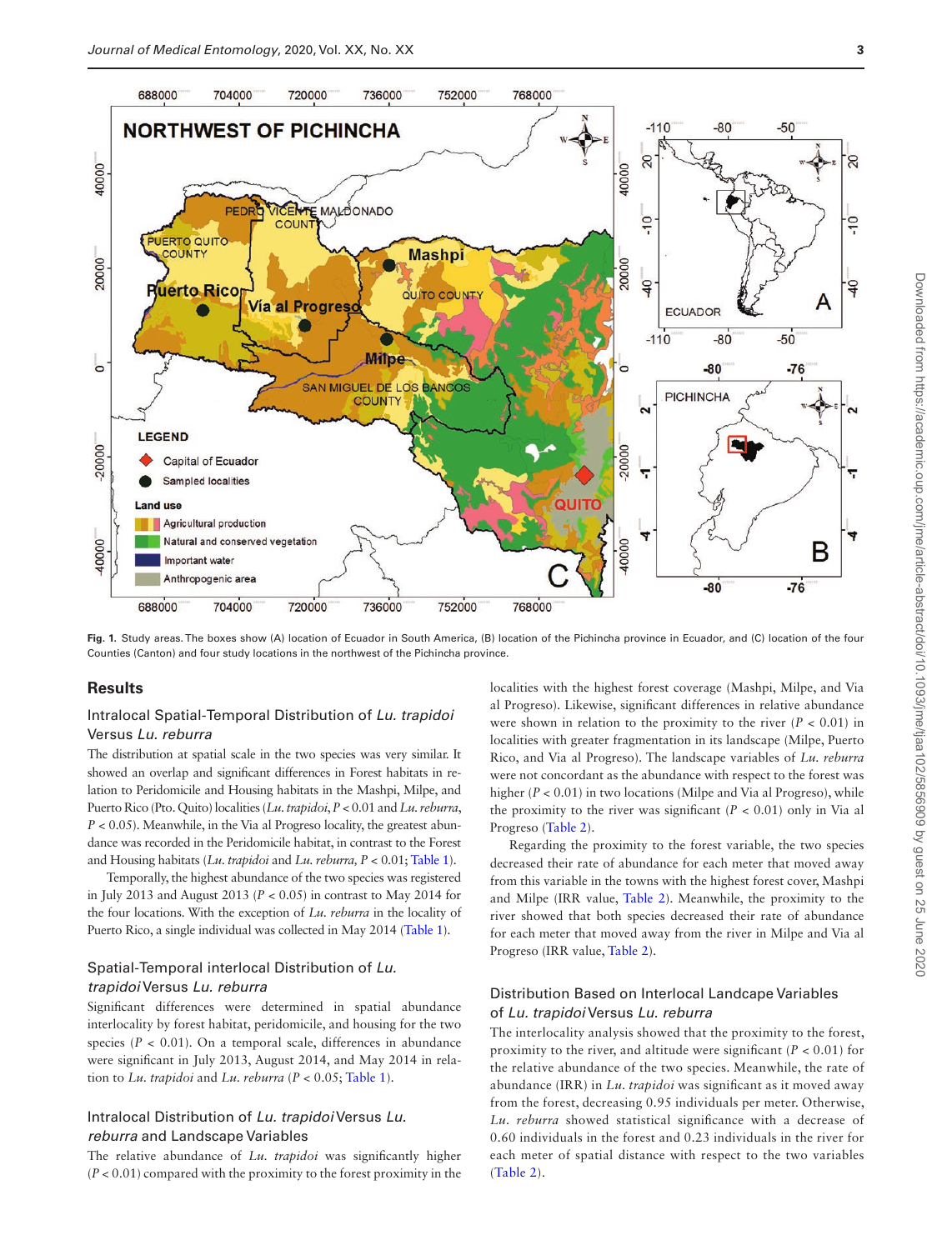Fig. 1. Study areas. The boxes show (A) location of Ecuador in South America, (B) location of the Pichincha province in Ecuador, and (C) location of the four Counties (Canton) and four study locations in the northwest of the Pichincha province.

## Results

### Intralocal Spatial-Temporal Distribution of *Lu. trapidoi* Versus *Lu. reburra*

The distribution at spatial scale in the two species was very similar. It showed an overlap and significant differences in Forest habitats in relation to Peridomicile and Housing habitats in the Mashpi, Milpe, and Puerto Rico (Pto. Quito) localities (*Lu. trapidoi*, $P < 0.01$ and *Lu. reburra*, $P < 0.05$). Meanwhile, in the Via al Progreso locality, the greatest abundance was recorded in the Peridomicile habitat, in contrast to the Forest and Housing habitats (*Lu. trapidoi* and *Lu. reburra*, $P < 0.01$; Table 1).

Temporally, the highest abundance of the two species was registered in July 2013 and August 2013 ($P < 0.05$) in contrast to May 2014 for the four locations. With the exception of *Lu. reburra* in the locality of Puerto Rico, a single individual was collected in May 2014 (Table 1).

### Spatial-Temporal interlocal Distribution of *Lu. trapidoi* Versus *Lu. reburra*

Significant differences were determined in spatial abundance interlocality by forest habitat, peridomicile, and housing for the two species ($P < 0.01$). On a temporal scale, differences in abundance were significant in July 2013, August 2014, and May 2014 in relation to *Lu. trapidoi* and *Lu. reburra* ($P < 0.05$; Table 1).

### Intralocal Distribution of *Lu. trapidoi* Versus *Lu. reburra* and Landscape Variables

The relative abundance of *Lu. trapidoi* was significantly higher ($P < 0.01$) compared with the proximity to the forest proximity in the localities with the highest forest coverage (Mashpi, Milpe, and Via al Progreso). Likewise, significant differences in relative abundance were shown in relation to the proximity to the river ($P < 0.01$) in localities with greater fragmentation in its landscape (Milpe, Puerto Rico, and Via al Progreso). The landscape variables of *Lu. reburra* were not concordant as the abundance with respect to the forest was higher ($P < 0.01$) in two locations (Milpe and Via al Progreso), while the proximity to the river was significant ($P < 0.01$) only in Via al Progreso (Table 2).

Regarding the proximity to the forest variable, the two species decreased their rate of abundance for each meter that moved away from this variable in the towns with the highest forest cover, Mashpi and Milpe (IRR value, Table 2). Meanwhile, the proximity to the river showed that both species decreased their rate of abundance for each meter that moved away from the river in Milpe and Via al Progreso (IRR value, Table 2).

### Distribution Based on Interlocal Landcape Variables of *Lu. trapidoi* Versus *Lu. reburra*

The interlocality analysis showed that the proximity to the forest, proximity to the river, and altitude were significant ($P < 0.01$) for the relative abundance of the two species. Meanwhile, the rate of abundance (IRR) in *Lu. trapidoi* was significant as it moved away from the forest, decreasing 0.95 individuals per meter. Otherwise, *Lu. reburra* showed statistical significance with a decrease of 0.60 individuals in the forest and 0.23 individuals in the river for each meter of spatial distance with respect to the two variables (Table 2).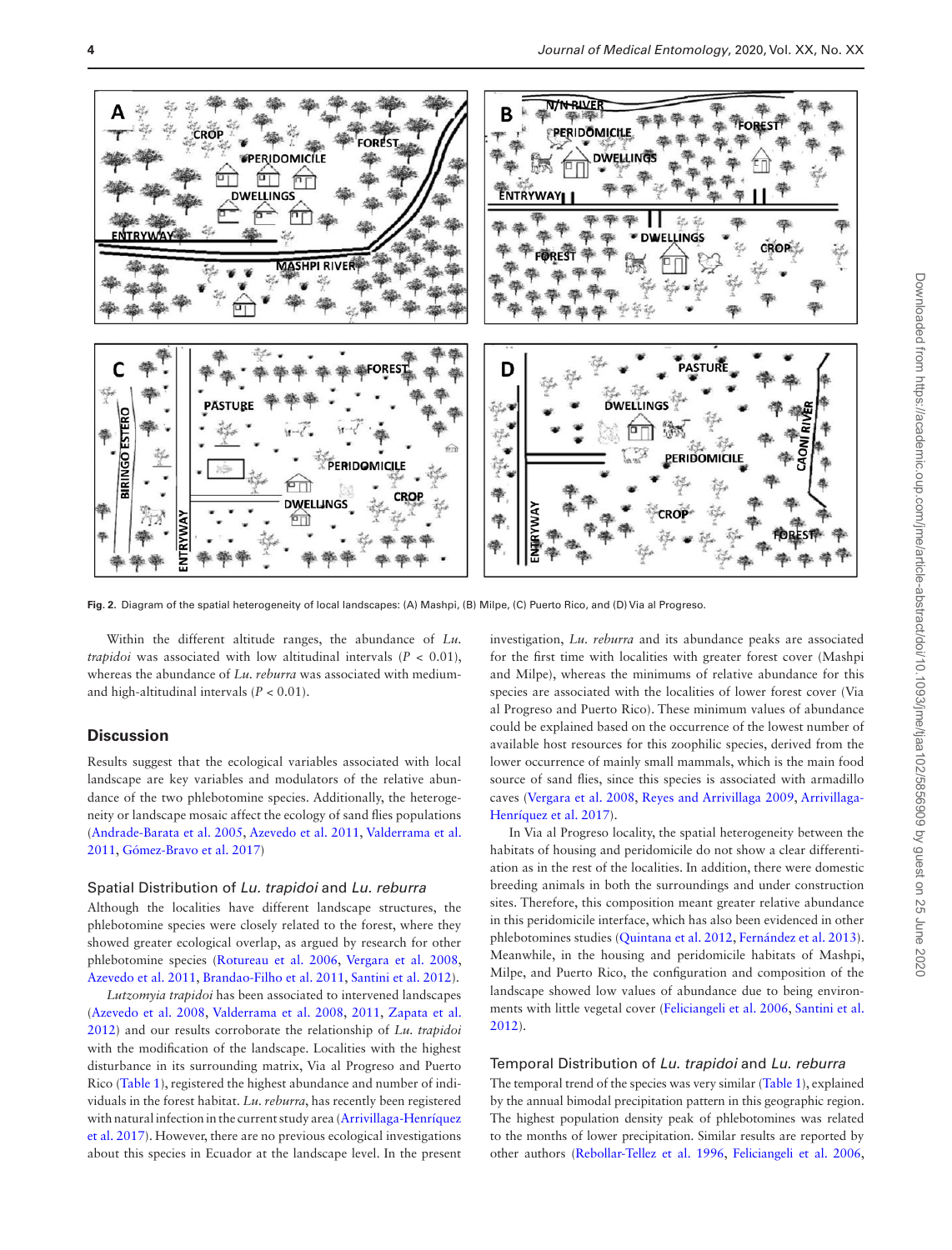**Fig. 2.** Diagram of the spatial heterogeneity of local landscapes: (A) Mashpi, (B) Milpe, (C) Puerto Rico, and (D) Via al Progreso.

Within the different altitude ranges, the abundance of *Lu. trapidoi* was associated with low altitudinal intervals ($P < 0.01$), whereas the abundance of *Lu. reburra* was associated with medium- and high-altitudinal intervals ($P < 0.01$).

## Discussion

Results suggest that the ecological variables associated with local landscape are key variables and modulators of the relative abundance of the two phlebotomine species. Additionally, the heterogeneity or landscape mosaic affect the ecology of sand flies populations (Andrade-Barata et al. 2005, Azevedo et al. 2011, Valderrama et al. 2011, Gómez-Bravo et al. 2017)

### Spatial Distribution of *Lu. trapidoi* and *Lu. reburra*

Although the localities have different landscape structures, the phlebotomine species were closely related to the forest, where they showed greater ecological overlap, as argued by research for other phlebotomine species (Rotureau et al. 2006, Vergara et al. 2008, Azevedo et al. 2011, Brandao-Filho et al. 2011, Santini et al. 2012).

*Lutzomyia trapidoi* has been associated to intervened landscapes (Azevedo et al. 2008, Valderrama et al. 2008, 2011, Zapata et al. 2012) and our results corroborate the relationship of *Lu. trapidoi* with the modification of the landscape. Localities with the highest disturbance in its surrounding matrix, Via al Progreso and Puerto Rico (Table 1), registered the highest abundance and number of individuals in the forest habitat. *Lu. reburra*, has recently been registered with natural infection in the current study area (Arrivillaga-Henríquez et al. 2017). However, there are no previous ecological investigations about this species in Ecuador at the landscape level. In the present investigation, *Lu. reburra* and its abundance peaks are associated for the first time with localities with greater forest cover (Mashpi and Milpe), whereas the minimums of relative abundance for this species are associated with the localities of lower forest cover (Via al Progreso and Puerto Rico). These minimum values of abundance could be explained based on the occurrence of the lowest number of available host resources for this zoophilic species, derived from the lower occurrence of mainly small mammals, which is the main food source of sand flies, since this species is associated with armadillo caves (Vergara et al. 2008, Reyes and Arrivillaga 2009, Arrivillaga-Henríquez et al. 2017).

In Via al Progreso locality, the spatial heterogeneity between the habitats of housing and peridomicile do not show a clear differentiation as in the rest of the localities. In addition, there were domestic breeding animals in both the surroundings and under construction sites. Therefore, this composition meant greater relative abundance in this peridomicile interface, which has also been evidenced in other phlebotomines studies (Quintana et al. 2012, Fernández et al. 2013). Meanwhile, in the housing and peridomicile habitats of Mashpi, Milpe, and Puerto Rico, the configuration and composition of the landscape showed low values of abundance due to being environments with little vegetal cover (Feliciangeli et al. 2006, Santini et al. 2012).

### Temporal Distribution of *Lu. trapidoi* and *Lu. reburra*

The temporal trend of the species was very similar (Table 1), explained by the annual bimodal precipitation pattern in this geographic region. The highest population density peak of phlebotomines was related to the months of lower precipitation. Similar results are reported by other authors (Rebollar-Tellez et al. 1996, Feliciangeli et al. 2006,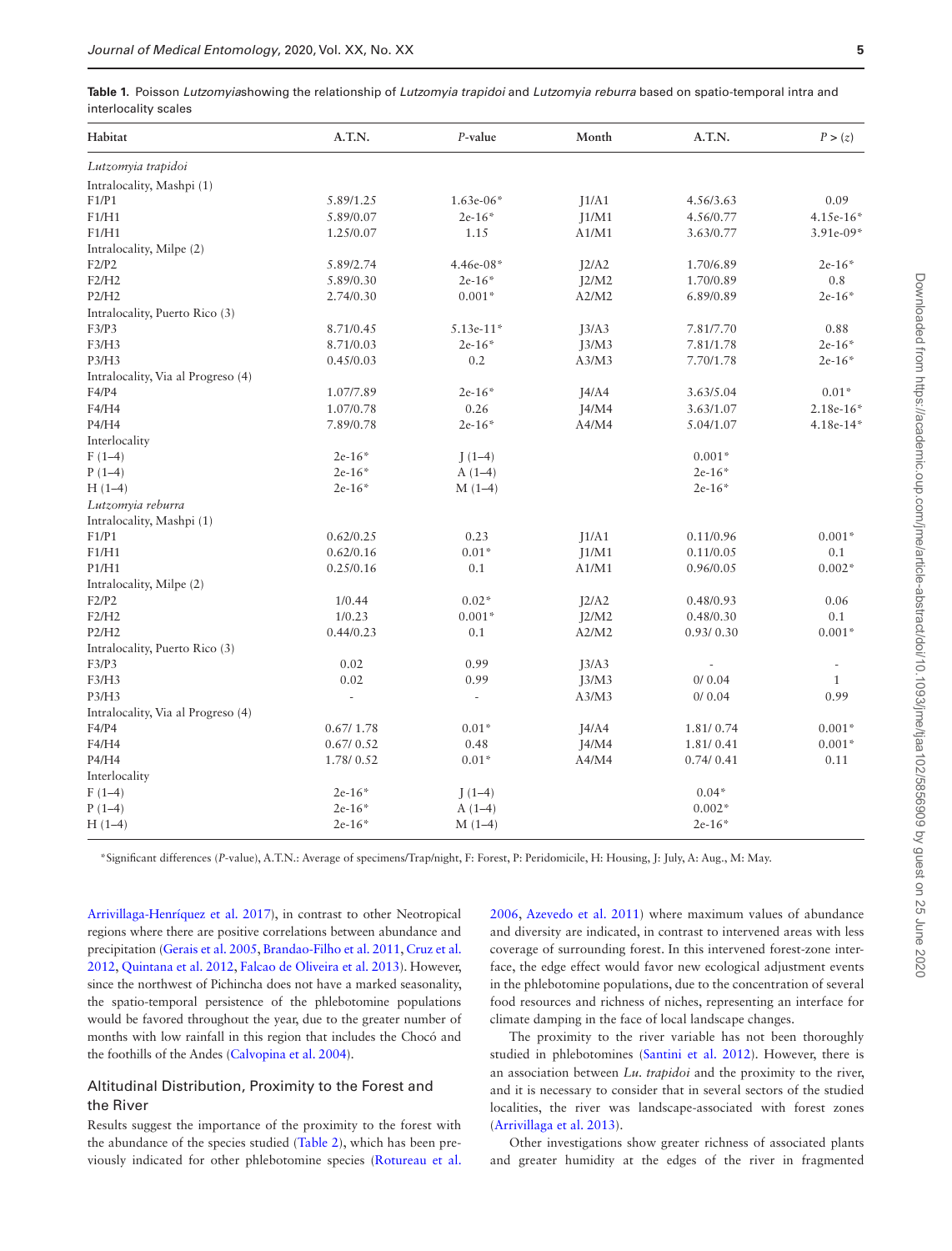**Table 1.** Poisson *Lutzomyia*showing the relationship of *Lutzomyia trapidoi* and *Lutzomyia reburra* based on spatio-temporal intra and interlocality scales

| Habitat | A.T.N. | *P*-value | Month | A.T.N. | *P* > (*z*) |
|---|---|---|---|---|---|
| *Lutzomyia trapidoi* | | | | | |
| Intralocality, Mashpi (1) | | | | | |
| F1/P1 | 5.89/1.25 | 1.63e-06* | J1/A1 | 4.56/3.63 | 0.09 |
| F1/H1 | 5.89/0.07 | 2e-16* | J1/M1 | 4.56/0.77 | 4.15e-16* |
| F1/H1 | 1.25/0.07 | 1.15 | A1/M1 | 3.63/0.77 | 3.91e-09* |
| Intralocality, Milpe (2) | | | | | |
| F2/P2 | 5.89/2.74 | 4.46e-08* | J2/A2 | 1.70/6.89 | 2e-16* |
| F2/H2 | 5.89/0.30 | 2e-16* | J2/M2 | 1.70/0.89 | 0.8 |
| P2/H2 | 2.74/0.30 | 0.001* | A2/M2 | 6.89/0.89 | 2e-16* |
| Intralocality, Puerto Rico (3) | | | | | |
| F3/P3 | 8.71/0.45 | 5.13e-11* | J3/A3 | 7.81/7.70 | 0.88 |
| F3/H3 | 8.71/0.03 | 2e-16* | J3/M3 | 7.81/1.78 | 2e-16* |
| P3/H3 | 0.45/0.03 | 0.2 | A3/M3 | 7.70/1.78 | 2e-16* |
| Intralocality, Via al Progreso (4) | | | | | |
| F4/P4 | 1.07/7.89 | 2e-16* | J4/A4 | 3.63/5.04 | 0.01* |
| F4/H4 | 1.07/0.78 | 0.26 | J4/M4 | 3.63/1.07 | 2.18e-16* |
| P4/H4 | 7.89/0.78 | 2e-16* | A4/M4 | 5.04/1.07 | 4.18e-14* |
| Interlocality | | | | | |
| F (1–4) | 2e-16* | J (1–4) | | 0.001* | |
| P (1–4) | 2e-16* | A (1–4) | | 2e-16* | |
| H (1–4) | 2e-16* | M (1–4) | | 2e-16* | |
| *Lutzomyia reburra* | | | | | |
| Intralocality, Mashpi (1) | | | | | |
| F1/P1 | 0.62/0.25 | 0.23 | J1/A1 | 0.11/0.96 | 0.001* |
| F1/H1 | 0.62/0.16 | 0.01* | J1/M1 | 0.11/0.05 | 0.1 |
| P1/H1 | 0.25/0.16 | 0.1 | A1/M1 | 0.96/0.05 | 0.002* |
| Intralocality, Milpe (2) | | | | | |
| F2/P2 | 1/0.44 | 0.02* | J2/A2 | 0.48/0.93 | 0.06 |
| F2/H2 | 1/0.23 | 0.001* | J2/M2 | 0.48/0.30 | 0.1 |
| P2/H2 | 0.44/0.23 | 0.1 | A2/M2 | 0.93/ 0.30 | 0.001* |
| Intralocality, Puerto Rico (3) | | | | | |
| F3/P3 | 0.02 | 0.99 | J3/A3 | - | - |
| F3/H3 | 0.02 | 0.99 | J3/M3 | 0/ 0.04 | 1 |
| P3/H3 | - | - | A3/M3 | 0/ 0.04 | 0.99 |
| Intralocality, Via al Progreso (4) | | | | | |
| F4/P4 | 0.67/ 1.78 | 0.01* | J4/A4 | 1.81/ 0.74 | 0.001* |
| F4/H4 | 0.67/ 0.52 | 0.48 | J4/M4 | 1.81/ 0.41 | 0.001* |
| P4/H4 | 1.78/ 0.52 | 0.01* | A4/M4 | 0.74/ 0.41 | 0.11 |
| Interlocality | | | | | |
| F (1–4) | 2e-16* | J (1–4) | | 0.04* | |
| P (1–4) | 2e-16* | A (1–4) | | 0.002* | |
| H (1–4) | 2e-16* | M (1–4) | | 2e-16* | |

*Significant differences (*P*-value), A.T.N.: Average of specimens/Trap/night, F: Forest, P: Peridomicile, H: Housing, J: July, A: Aug., M: May.

Arrivillaga-Henríquez et al. 2017), in contrast to other Neotropical regions where there are positive correlations between abundance and precipitation (Gerais et al. 2005, Brandao-Filho et al. 2011, Cruz et al. 2012, Quintana et al. 2012, Falcao de Oliveira et al. 2013). However, since the northwest of Pichincha does not have a marked seasonality, the spatio-temporal persistence of the phlebotomine populations would be favored throughout the year, due to the greater number of months with low rainfall in this region that includes the Chocó and the foothills of the Andes (Calvopina et al. 2004).

## Altitudinal Distribution, Proximity to the Forest and the River

Results suggest the importance of the proximity to the forest with the abundance of the species studied (Table 2), which has been previously indicated for other phlebotomine species (Rotureau et al. 2006, Azevedo et al. 2011) where maximum values of abundance and diversity are indicated, in contrast to intervened areas with less coverage of surrounding forest. In this intervened forest-zone interface, the edge effect would favor new ecological adjustment events in the phlebotomine populations, due to the concentration of several food resources and richness of niches, representing an interface for climate damping in the face of local landscape changes.

The proximity to the river variable has not been thoroughly studied in phlebotomines (Santini et al. 2012). However, there is an association between *Lu. trapidoi* and the proximity to the river, and it is necessary to consider that in several sectors of the studied localities, the river was landscape-associated with forest zones (Arrivillaga et al. 2013).

Other investigations show greater richness of associated plants and greater humidity at the edges of the river in fragmented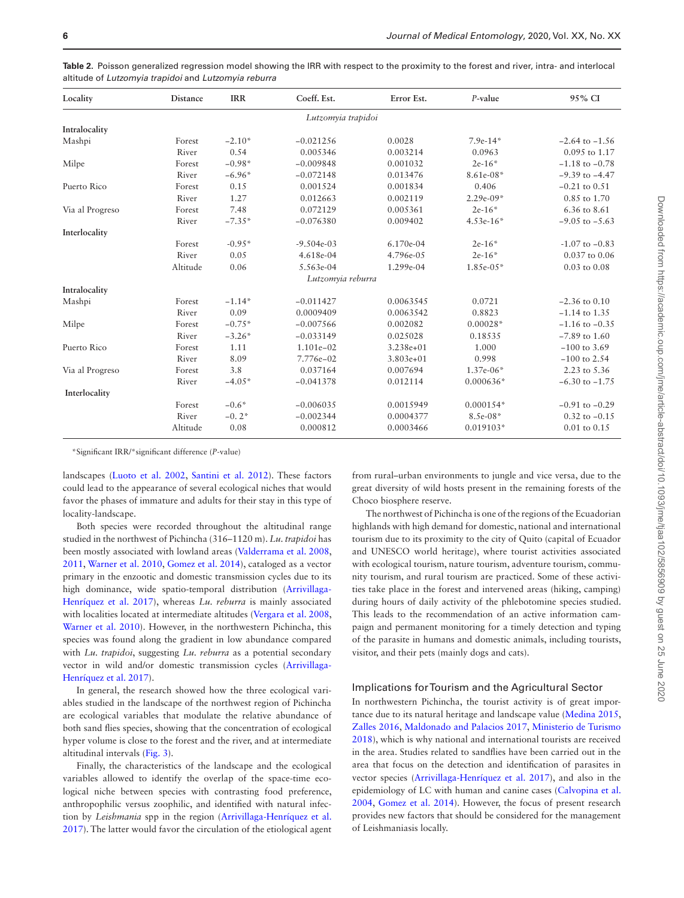**Table 2.** Poisson generalized regression model showing the IRR with respect to the proximity to the forest and river, intra- and interlocal altitude of *Lutzomyia trapidoi* and *Lutzomyia reburra*

| Locality | Distance | IRR | Coeff. Est. | Error Est. | *P*-value | 95% CI |
|---|---|---|---|---|---|---|
| | | | *Lutzomyia trapidoi* | | | |
| **Intralocality** | | | | | | |
| Mashpi | Forest | −2.10* | −0.021256 | 0.0028 | 7.9e-14* | −2.64 to −1.56 |
| | River | 0.54 | 0.005346 | 0.003214 | 0.0963 | 0.095 to 1.17 |
| Milpe | Forest | −0.98* | −0.009848 | 0.001032 | 2e-16* | −1.18 to −0.78 |
| | River | −6.96* | −0.072148 | 0.013476 | 8.61e-08* | −9.39 to −4.47 |
| Puerto Rico | Forest | 0.15 | 0.001524 | 0.001834 | 0.406 | −0.21 to 0.51 |
| | River | 1.27 | 0.012663 | 0.002119 | 2.29e-09* | 0.85 to 1.70 |
| Via al Progreso | Forest | 7.48 | 0.072129 | 0.005361 | 2e-16* | 6.36 to 8.61 |
| | River | −7.35* | −0.076380 | 0.009402 | 4.53e-16* | −9.05 to −5.63 |
| **Interlocality** | | | | | | |
| | Forest | -0.95* | -9.504e-03 | 6.170e-04 | 2e-16* | -1.07 to −0.83 |
| | River | 0.05 | 4.618e-04 | 4.796e-05 | 2e-16* | 0.037 to 0.06 |
| | Altitude | 0.06 | 5.563e-04 | 1.299e-04 | 1.85e-05* | 0.03 to 0.08 |
| | | | *Lutzomyia reburra* | | | |
| **Intralocality** | | | | | | |
| Mashpi | Forest | −1.14* | −0.011427 | 0.0063545 | 0.0721 | −2.36 to 0.10 |
| | River | 0.09 | 0.0009409 | 0.0063542 | 0.8823 | −1.14 to 1.35 |
| Milpe | Forest | −0.75* | −0.007566 | 0.002082 | 0.00028* | −1.16 to −0.35 |
| | River | −3.26* | −0.033149 | 0.025028 | 0.18535 | −7.89 to 1.60 |
| Puerto Rico | Forest | 1.11 | 1.101e−02 | 3.238e+01 | 1.000 | −100 to 3.69 |
| | River | 8.09 | 7.776e−02 | 3.803e+01 | 0.998 | −100 to 2.54 |
| Via al Progreso | Forest | 3.8 | 0.037164 | 0.007694 | 1.37e-06* | 2.23 to 5.36 |
| | River | −4.05* | −0.041378 | 0.012114 | 0.000636* | −6.30 to −1.75 |
| **Interlocality** | | | | | | |
| | Forest | −0.6* | −0.006035 | 0.0015949 | 0.000154* | −0.91 to −0.29 |
| | River | −0. 2* | −0.002344 | 0.0004377 | 8.5e-08* | 0.32 to −0.15 |
| | Altitude | 0.08 | 0.000812 | 0.0003466 | 0.019103* | 0.01 to 0.15 |

*Significant IRR/*significant difference (*P*-value)

landscapes (Luoto et al. 2002, Santini et al. 2012). These factors could lead to the appearance of several ecological niches that would favor the phases of immature and adults for their stay in this type of locality-landscape.

Both species were recorded throughout the altitudinal range studied in the northwest of Pichincha (316–1120 m). *Lu. trapidoi* has been mostly associated with lowland areas (Valderrama et al. 2008, 2011, Warner et al. 2010, Gomez et al. 2014), cataloged as a vector primary in the enzootic and domestic transmission cycles due to its high dominance, wide spatio-temporal distribution (Arrivillaga-Henríquez et al. 2017), whereas *Lu. reburra* is mainly associated with localities located at intermediate altitudes (Vergara et al. 2008, Warner et al. 2010). However, in the northwestern Pichincha, this species was found along the gradient in low abundance compared with *Lu. trapidoi*, suggesting *Lu. reburra* as a potential secondary vector in wild and/or domestic transmission cycles (Arrivillaga-Henríquez et al. 2017).

In general, the research showed how the three ecological variables studied in the landscape of the northwest region of Pichincha are ecological variables that modulate the relative abundance of both sand flies species, showing that the concentration of ecological hyper volume is close to the forest and the river, and at intermediate altitudinal intervals (Fig. 3).

Finally, the characteristics of the landscape and the ecological variables allowed to identify the overlap of the space-time ecological niche between species with contrasting food preference, anthropophilic versus zoophilic, and identified with natural infection by *Leishmania* spp in the region (Arrivillaga-Henríquez et al. 2017). The latter would favor the circulation of the etiological agent from rural–urban environments to jungle and vice versa, due to the great diversity of wild hosts present in the remaining forests of the Choco biosphere reserve.

The northwest of Pichincha is one of the regions of the Ecuadorian highlands with high demand for domestic, national and international tourism due to its proximity to the city of Quito (capital of Ecuador and UNESCO world heritage), where tourist activities associated with ecological tourism, nature tourism, adventure tourism, community tourism, and rural tourism are practiced. Some of these activities take place in the forest and intervened areas (hiking, camping) during hours of daily activity of the phlebotomine species studied. This leads to the recommendation of an active information campaign and permanent monitoring for a timely detection and typing of the parasite in humans and domestic animals, including tourists, visitor, and their pets (mainly dogs and cats).

## Implications for Tourism and the Agricultural Sector

In northwestern Pichincha, the tourist activity is of great importance due to its natural heritage and landscape value (Medina 2015, Zalles 2016, Maldonado and Palacios 2017, Ministerio de Turismo 2018), which is why national and international tourists are received in the area. Studies related to sandflies have been carried out in the area that focus on the detection and identification of parasites in vector species (Arrivillaga-Henríquez et al. 2017), and also in the epidemiology of LC with human and canine cases (Calvopina et al. 2004, Gomez et al. 2014). However, the focus of present research provides new factors that should be considered for the management of Leishmaniasis locally.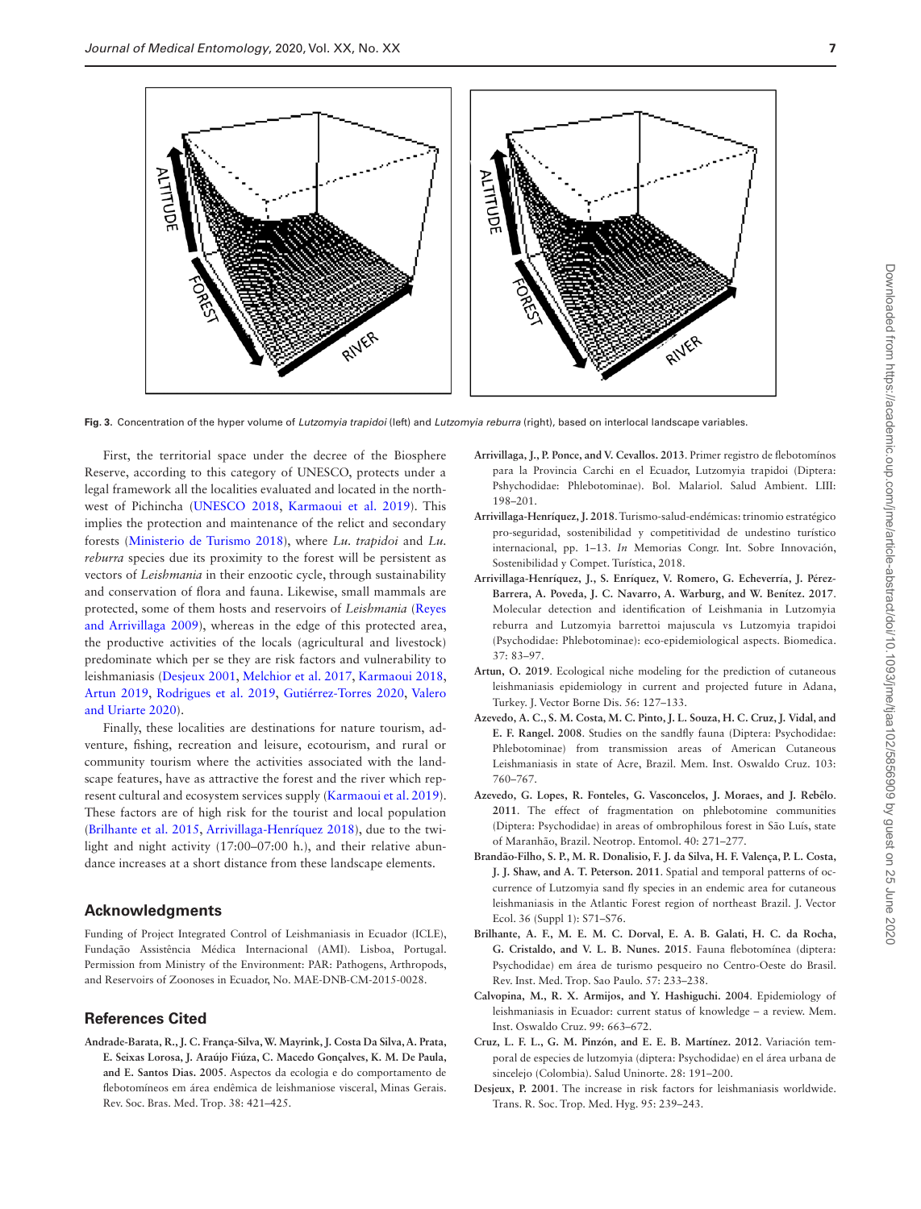Fig. 3. Concentration of the hyper volume of *Lutzomyia trapidoi* (left) and *Lutzomyia reburra* (right), based on interlocal landscape variables.

First, the territorial space under the decree of the Biosphere Reserve, according to this category of UNESCO, protects under a legal framework all the localities evaluated and located in the northwest of Pichincha (UNESCO 2018, Karmaoui et al. 2019). This implies the protection and maintenance of the relict and secondary forests (Ministerio de Turismo 2018), where *Lu. trapidoi* and *Lu. reburra* species due its proximity to the forest will be persistent as vectors of *Leishmania* in their enzootic cycle, through sustainability and conservation of flora and fauna. Likewise, small mammals are protected, some of them hosts and reservoirs of *Leishmania* (Reyes and Arrivillaga 2009), whereas in the edge of this protected area, the productive activities of the locals (agricultural and livestock) predominate which per se they are risk factors and vulnerability to leishmaniasis (Desjeux 2001, Melchior et al. 2017, Karmaoui 2018, Artun 2019, Rodrigues et al. 2019, Gutiérrez-Torres 2020, Valero and Uriarte 2020).

Finally, these localities are destinations for nature tourism, adventure, fishing, recreation and leisure, ecotourism, and rural or community tourism where the activities associated with the landscape features, have as attractive the forest and the river which represent cultural and ecosystem services supply (Karmaoui et al. 2019). These factors are of high risk for the tourist and local population (Brilhante et al. 2015, Arrivillaga-Henríquez 2018), due to the twilight and night activity (17:00–07:00 h.), and their relative abundance increases at a short distance from these landscape elements.

## Acknowledgments

Funding of Project Integrated Control of Leishmaniasis in Ecuador (ICLE), Fundação Assistência Médica Internacional (AMI). Lisboa, Portugal. Permission from Ministry of the Environment: PAR: Pathogens, Arthropods, and Reservoirs of Zoonoses in Ecuador, No. MAE-DNB-CM-2015-0028.

## References Cited

**Andrade-Barata, R., J. C. França-Silva, W. Mayrink, J. Costa Da Silva, A. Prata, E. Seixas Lorosa, J. Araújo Fiúza, C. Macedo Gonçalves, K. M. De Paula, and E. Santos Dias. 2005.** Aspectos da ecologia e do comportamento de flebotomíneos em área endêmica de leishmaniose visceral, Minas Gerais. Rev. Soc. Bras. Med. Trop. 38: 421–425.

**Arrivillaga, J., P. Ponce, and V. Cevallos. 2013.** Primer registro de flebotomínos para la Provincia Carchi en el Ecuador, Lutzomyia trapidoi (Diptera: Pshychodidae: Phlebotominae). Bol. Malariol. Salud Ambient. LIII: 198–201.

**Arrivillaga-Henríquez, J. 2018.** Turismo-salud-endémicas: trinomio estratégico pro-seguridad, sostenibilidad y competitividad de undestino turístico internacional, pp. 1–13. *In* Memorias Congr. Int. Sobre Innovación, Sostenibilidad y Compet. Turística, 2018.

**Arrivillaga-Henríquez, J., S. Enríquez, V. Romero, G. Echeverría, J. Pérez-Barrera, A. Poveda, J. C. Navarro, A. Warburg, and W. Benítez. 2017.** Molecular detection and identification of Leishmania in Lutzomyia reburra and Lutzomyia barrettoi majuscula vs Lutzomyia trapidoi (Psychodidae: Phlebotominae): eco-epidemiological aspects. Biomedica. 37: 83–97.

**Artun, O. 2019.** Ecological niche modeling for the prediction of cutaneous leishmaniasis epidemiology in current and projected future in Adana, Turkey. J. Vector Borne Dis. 56: 127–133.

**Azevedo, A. C., S. M. Costa, M. C. Pinto, J. L. Souza, H. C. Cruz, J. Vidal, and E. F. Rangel. 2008.** Studies on the sandfly fauna (Diptera: Psychodidae: Phlebotominae) from transmission areas of American Cutaneous Leishmaniasis in state of Acre, Brazil. Mem. Inst. Oswaldo Cruz. 103: 760–767.

**Azevedo, G. Lopes, R. Fonteles, G. Vasconcelos, J. Moraes, and J. Rebêlo. 2011.** The effect of fragmentation on phlebotomine communities (Diptera: Psychodidae) in areas of ombrophilous forest in São Luís, state of Maranhão, Brazil. Neotrop. Entomol. 40: 271–277.

**Brandão-Filho, S. P., M. R. Donalisio, F. J. da Silva, H. F. Valença, P. L. Costa, J. J. Shaw, and A. T. Peterson. 2011.** Spatial and temporal patterns of occurrence of Lutzomyia sand fly species in an endemic area for cutaneous leishmaniasis in the Atlantic Forest region of northeast Brazil. J. Vector Ecol. 36 (Suppl 1): S71–S76.

**Brilhante, A. F., M. E. M. C. Dorval, E. A. B. Galati, H. C. da Rocha, G. Cristaldo, and V. L. B. Nunes. 2015.** Fauna flebotomínea (diptera: Psychodidae) em área de turismo pesqueiro no Centro-Oeste do Brasil. Rev. Inst. Med. Trop. Sao Paulo. 57: 233–238.

**Calvopina, M., R. X. Armijos, and Y. Hashiguchi. 2004.** Epidemiology of leishmaniasis in Ecuador: current status of knowledge – a review. Mem. Inst. Oswaldo Cruz. 99: 663–672.

**Cruz, L. F. L., G. M. Pinzón, and E. E. B. Martínez. 2012.** Variación temporal de especies de lutzomyia (diptera: Psychodidae) en el área urbana de sincelejo (Colombia). Salud Uninorte. 28: 191–200.

**Desjeux, P. 2001.** The increase in risk factors for leishmaniasis worldwide. Trans. R. Soc. Trop. Med. Hyg. 95: 239–243.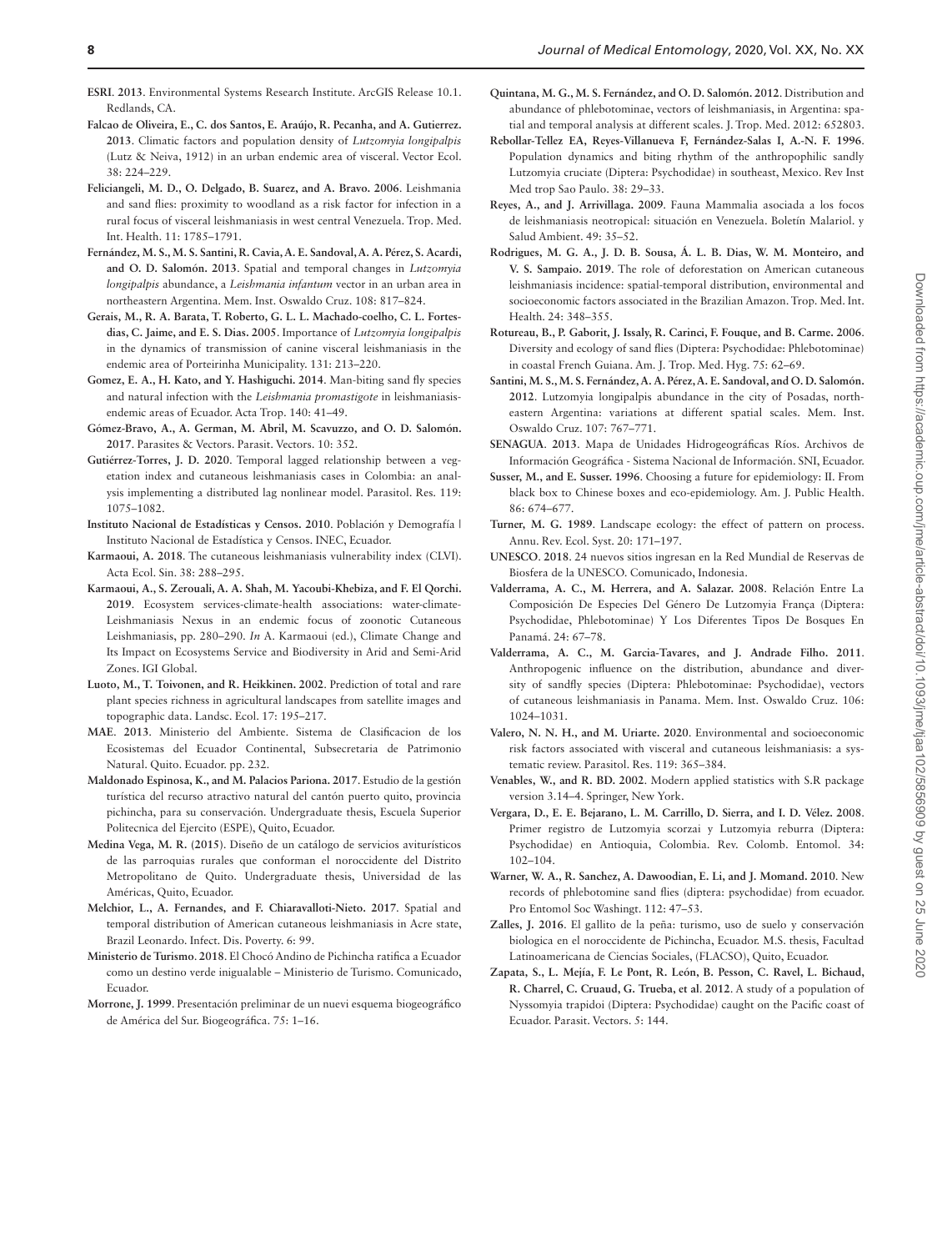**ESRI. 2013**. Environmental Systems Research Institute. ArcGIS Release 10.1. Redlands, CA.

**Falcao de Oliveira, E., C. dos Santos, E. Araújo, R. Pecanha, and A. Gutierrez. 2013**. Climatic factors and population density of *Lutzomyia longipalpis* (Lutz & Neiva, 1912) in an urban endemic area of visceral. Vector Ecol. 38: 224–229.

**Feliciangeli, M. D., O. Delgado, B. Suarez, and A. Bravo. 2006**. Leishmania and sand flies: proximity to woodland as a risk factor for infection in a rural focus of visceral leishmaniasis in west central Venezuela. Trop. Med. Int. Health. 11: 1785–1791.

**Fernández, M. S., M. S. Santini, R. Cavia, A. E. Sandoval, A. A. Pérez, S. Acardi, and O. D. Salomón. 2013**. Spatial and temporal changes in *Lutzomyia longipalpis* abundance, a *Leishmania infantum* vector in an urban area in northeastern Argentina. Mem. Inst. Oswaldo Cruz. 108: 817–824.

**Gerais, M., R. A. Barata, T. Roberto, G. L. L. Machado-coelho, C. L. Fortes-dias, C. Jaime, and E. S. Dias. 2005**. Importance of *Lutzomyia longipalpis* in the dynamics of transmission of canine visceral leishmaniasis in the endemic area of Porteirinha Municipality. 131: 213–220.

**Gomez, E. A., H. Kato, and Y. Hashiguchi. 2014**. Man-biting sand fly species and natural infection with the *Leishmania promastigote* in leishmaniasis-endemic areas of Ecuador. Acta Trop. 140: 41–49.

**Gómez-Bravo, A., A. German, M. Abril, M. Scavuzzo, and O. D. Salomón. 2017**. Parasites & Vectors. Parasit. Vectors. 10: 352.

**Gutiérrez-Torres, J. D. 2020**. Temporal lagged relationship between a vegetation index and cutaneous leishmaniasis cases in Colombia: an analysis implementing a distributed lag nonlinear model. Parasitol. Res. 119: 1075–1082.

**Instituto Nacional de Estadísticas y Censos. 2010**. Población y Demografía | Instituto Nacional de Estadística y Censos. INEC, Ecuador.

**Karmaoui, A. 2018**. The cutaneous leishmaniasis vulnerability index (CLVI). Acta Ecol. Sin. 38: 288–295.

**Karmaoui, A., S. Zerouali, A. A. Shah, M. Yacoubi-Khebiza, and F. El Qorchi. 2019**. Ecosystem services-climate-health associations: water-climate-Leishmaniasis Nexus in an endemic focus of zoonotic Cutaneous Leishmaniasis, pp. 280–290. *In* A. Karmaoui (ed.), Climate Change and Its Impact on Ecosystems Service and Biodiversity in Arid and Semi-Arid Zones. IGI Global.

**Luoto, M., T. Toivonen, and R. Heikkinen. 2002**. Prediction of total and rare plant species richness in agricultural landscapes from satellite images and topographic data. Landsc. Ecol. 17: 195–217.

**MAE. 2013**. Ministerio del Ambiente. Sistema de Clasificacion de los Ecosistemas del Ecuador Continental, Subsecretaria de Patrimonio Natural. Quito. Ecuador. pp. 232.

**Maldonado Espinosa, K., and M. Palacios Pariona. 2017**. Estudio de la gestión turística del recurso atractivo natural del cantón puerto quito, provincia pichincha, para su conservación. Undergraduate thesis, Escuela Superior Politecnica del Ejercito (ESPE), Quito, Ecuador.

**Medina Vega, M. R. (2015)**. Diseño de un catálogo de servicios aviturísticos de las parroquias rurales que conforman el noroccidente del Distrito Metropolitano de Quito. Undergraduate thesis, Universidad de las Américas, Quito, Ecuador.

**Melchior, L., A. Fernandes, and F. Chiaravalloti-Nieto. 2017**. Spatial and temporal distribution of American cutaneous leishmaniasis in Acre state, Brazil Leonardo. Infect. Dis. Poverty. 6: 99.

**Ministerio de Turismo. 2018**. El Chocó Andino de Pichincha ratifica a Ecuador como un destino verde inigualable – Ministerio de Turismo. Comunicado, Ecuador.

**Morrone, J. 1999**. Presentación preliminar de un nuevi esquema biogeográfico de América del Sur. Biogeográfica. 75: 1–16.

**Quintana, M. G., M. S. Fernández, and O. D. Salomón. 2012**. Distribution and abundance of phlebotominae, vectors of leishmaniasis, in Argentina: spatial and temporal analysis at different scales. J. Trop. Med. 2012: 652803.

**Rebollar-Tellez EA, Reyes-Villanueva F, Fernández-Salas I, A.-N. F. 1996**. Population dynamics and biting rhythm of the anthropophilic sandly Lutzomyia cruciate (Diptera: Psychodidae) in southeast, Mexico. Rev Inst Med trop Sao Paulo. 38: 29–33.

**Reyes, A., and J. Arrivillaga. 2009**. Fauna Mammalia asociada a los focos de leishmaniasis neotropical: situación en Venezuela. Boletín Malariol. y Salud Ambient. 49: 35–52.

**Rodrigues, M. G. A., J. D. B. Sousa, Á. L. B. Dias, W. M. Monteiro, and V. S. Sampaio. 2019**. The role of deforestation on American cutaneous leishmaniasis incidence: spatial-temporal distribution, environmental and socioeconomic factors associated in the Brazilian Amazon. Trop. Med. Int. Health. 24: 348–355.

**Rotureau, B., P. Gaborit, J. Issaly, R. Carinci, F. Fouque, and B. Carme. 2006**. Diversity and ecology of sand flies (Diptera: Psychodidae: Phlebotominae) in coastal French Guiana. Am. J. Trop. Med. Hyg. 75: 62–69.

**Santini, M. S., M. S. Fernández, A. A. Pérez, A. E. Sandoval, and O. D. Salomón. 2012**. Lutzomyia longipalpis abundance in the city of Posadas, northeastern Argentina: variations at different spatial scales. Mem. Inst. Oswaldo Cruz. 107: 767–771.

**SENAGUA. 2013**. Mapa de Unidades Hidrogeográficas Ríos. Archivos de Información Geográfica - Sistema Nacional de Información. SNI, Ecuador.

**Susser, M., and E. Susser. 1996**. Choosing a future for epidemiology: II. From black box to Chinese boxes and eco-epidemiology. Am. J. Public Health. 86: 674–677.

**Turner, M. G. 1989**. Landscape ecology: the effect of pattern on process. Annu. Rev. Ecol. Syst. 20: 171–197.

**UNESCO. 2018**. 24 nuevos sitios ingresan en la Red Mundial de Reservas de Biosfera de la UNESCO. Comunicado, Indonesia.

**Valderrama, A. C., M. Herrera, and A. Salazar. 2008**. Relación Entre La Composición De Especies Del Género De Lutzomyia França (Diptera: Psychodidae, Phlebotominae) Y Los Diferentes Tipos De Bosques En Panamá. 24: 67–78.

**Valderrama, A. C., M. Garcia-Tavares, and J. Andrade Filho. 2011**. Anthropogenic influence on the distribution, abundance and diversity of sandfly species (Diptera: Phlebotominae: Psychodidae), vectors of cutaneous leishmaniasis in Panama. Mem. Inst. Oswaldo Cruz. 106: 1024–1031.

**Valero, N. N. H., and M. Uriarte. 2020**. Environmental and socioeconomic risk factors associated with visceral and cutaneous leishmaniasis: a systematic review. Parasitol. Res. 119: 365–384.

**Venables, W., and R. BD. 2002**. Modern applied statistics with S.R package version 3.14–4. Springer, New York.

**Vergara, D., E. E. Bejarano, L. M. Carrillo, D. Sierra, and I. D. Vélez. 2008**. Primer registro de Lutzomyia scorzai y Lutzomyia reburra (Diptera: Psychodidae) en Antioquia, Colombia. Rev. Colomb. Entomol. 34: 102–104.

**Warner, W. A., R. Sanchez, A. Dawoodian, E. Li, and J. Momand. 2010**. New records of phlebotomine sand flies (diptera: psychodidae) from ecuador. Pro Entomol Soc Washingt. 112: 47–53.

**Zalles, J. 2016**. El gallito de la peña: turismo, uso de suelo y conservación biologica en el noroccidente de Pichincha, Ecuador. M.S. thesis, Facultad Latinoamericana de Ciencias Sociales, (FLACSO), Quito, Ecuador.

**Zapata, S., L. Mejía, F. Le Pont, R. León, B. Pesson, C. Ravel, L. Bichaud, R. Charrel, C. Cruaud, G. Trueba, et al. 2012**. A study of a population of Nyssomyia trapidoi (Diptera: Psychodidae) caught on the Pacific coast of Ecuador. Parasit. Vectors. 5: 144.